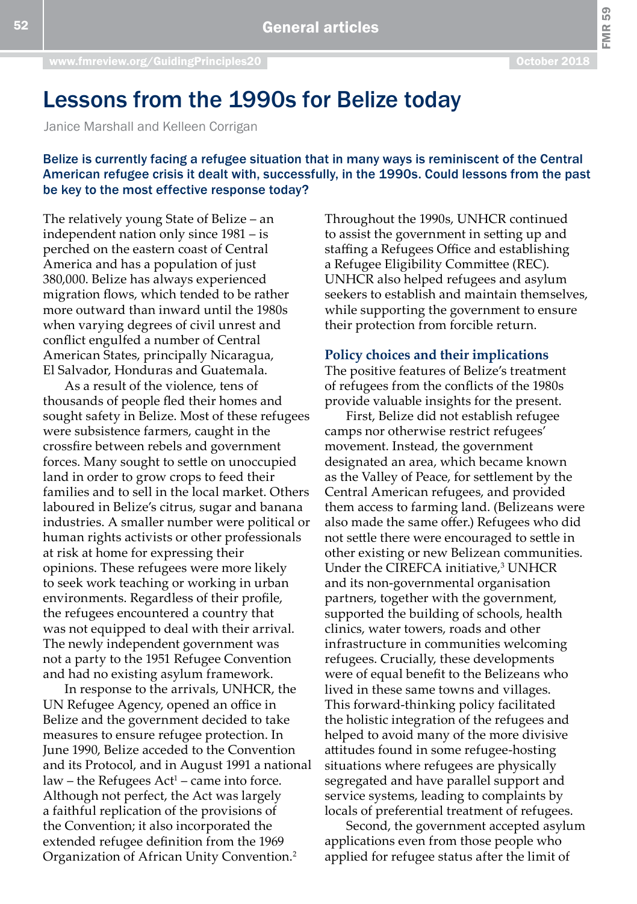# Lessons from the 1990s for Belize today

Janice Marshall and Kelleen Corrigan

**Belize is currently facing a refugee situation that in many ways is reminiscent of the Central American refugee crisis it dealt with, successfully, in the 1990s. Could lessons from the past be key to the most effective response today?**

The relatively young State of Belize – an independent nation only since 1981 – is perched on the eastern coast of Central America and has a population of just 380,000. Belize has always experienced migration flows, which tended to be rather more outward than inward until the 1980s when varying degrees of civil unrest and conflict engulfed a number of Central American States, principally Nicaragua, El Salvador, Honduras and Guatemala.

As a result of the violence, tens of thousands of people fled their homes and sought safety in Belize. Most of these refugees were subsistence farmers, caught in the crossfire between rebels and government forces. Many sought to settle on unoccupied land in order to grow crops to feed their families and to sell in the local market. Others laboured in Belize's citrus, sugar and banana industries. A smaller number were political or human rights activists or other professionals at risk at home for expressing their opinions. These refugees were more likely to seek work teaching or working in urban environments. Regardless of their profile, the refugees encountered a country that was not equipped to deal with their arrival. The newly independent government was not a party to the 1951 Refugee Convention and had no existing asylum framework.

In response to the arrivals, UNHCR, the UN Refugee Agency, opened an office in Belize and the government decided to take measures to ensure refugee protection. In June 1990, Belize acceded to the Convention and its Protocol, and in August 1991 a national law – the Refugees Act[1] – came into force. Although not perfect, the Act was largely a faithful replication of the provisions of the Convention; it also incorporated the extended refugee definition from the 1969 Organization of African Unity Convention.[2]

Throughout the 1990s, UNHCR continued to assist the government in setting up and staffing a Refugees Office and establishing a Refugee Eligibility Committee (REC). UNHCR also helped refugees and asylum seekers to establish and maintain themselves, while supporting the government to ensure their protection from forcible return.

## Policy choices and their implications

The positive features of Belize's treatment of refugees from the conflicts of the 1980s provide valuable insights for the present.

First, Belize did not establish refugee camps nor otherwise restrict refugees' movement. Instead, the government designated an area, which became known as the Valley of Peace, for settlement by the Central American refugees, and provided them access to farming land. (Belizeans were also made the same offer.) Refugees who did not settle there were encouraged to settle in other existing or new Belizean communities. Under the CIREFCA initiative,[3] UNHCR and its non-governmental organisation partners, together with the government, supported the building of schools, health clinics, water towers, roads and other infrastructure in communities welcoming refugees. Crucially, these developments were of equal benefit to the Belizeans who lived in these same towns and villages. This forward-thinking policy facilitated the holistic integration of the refugees and helped to avoid many of the more divisive attitudes found in some refugee-hosting situations where refugees are physically segregated and have parallel support and service systems, leading to complaints by locals of preferential treatment of refugees.

Second, the government accepted asylum applications even from those people who applied for refugee status after the limit of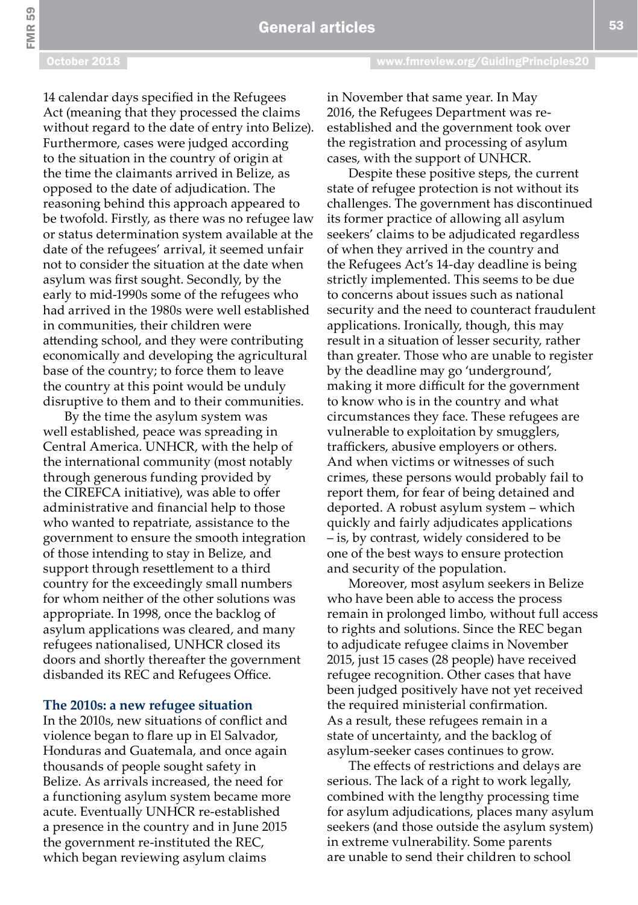14 calendar days specified in the Refugees Act (meaning that they processed the claims without regard to the date of entry into Belize). Furthermore, cases were judged according to the situation in the country of origin at the time the claimants arrived in Belize, as opposed to the date of adjudication. The reasoning behind this approach appeared to be twofold. Firstly, as there was no refugee law or status determination system available at the date of the refugees' arrival, it seemed unfair not to consider the situation at the date when asylum was first sought. Secondly, by the early to mid-1990s some of the refugees who had arrived in the 1980s were well established in communities, their children were attending school, and they were contributing economically and developing the agricultural base of the country; to force them to leave the country at this point would be unduly disruptive to them and to their communities.

By the time the asylum system was well established, peace was spreading in Central America. UNHCR, with the help of the international community (most notably through generous funding provided by the CIREFCA initiative), was able to offer administrative and financial help to those who wanted to repatriate, assistance to the government to ensure the smooth integration of those intending to stay in Belize, and support through resettlement to a third country for the exceedingly small numbers for whom neither of the other solutions was appropriate. In 1998, once the backlog of asylum applications was cleared, and many refugees nationalised, UNHCR closed its doors and shortly thereafter the government disbanded its REC and Refugees Office.

### The 2010s: a new refugee situation

In the 2010s, new situations of conflict and violence began to flare up in El Salvador, Honduras and Guatemala, and once again thousands of people sought safety in Belize. As arrivals increased, the need for a functioning asylum system became more acute. Eventually UNHCR re-established a presence in the country and in June 2015 the government re-instituted the REC, which began reviewing asylum claims in November that same year. In May 2016, the Refugees Department was re-established and the government took over the registration and processing of asylum cases, with the support of UNHCR.

Despite these positive steps, the current state of refugee protection is not without its challenges. The government has discontinued its former practice of allowing all asylum seekers' claims to be adjudicated regardless of when they arrived in the country and the Refugees Act's 14-day deadline is being strictly implemented. This seems to be due to concerns about issues such as national security and the need to counteract fraudulent applications. Ironically, though, this may result in a situation of lesser security, rather than greater. Those who are unable to register by the deadline may go 'underground', making it more difficult for the government to know who is in the country and what circumstances they face. These refugees are vulnerable to exploitation by smugglers, traffickers, abusive employers or others. And when victims or witnesses of such crimes, these persons would probably fail to report them, for fear of being detained and deported. A robust asylum system – which quickly and fairly adjudicates applications – is, by contrast, widely considered to be one of the best ways to ensure protection and security of the population.

Moreover, most asylum seekers in Belize who have been able to access the process remain in prolonged limbo, without full access to rights and solutions. Since the REC began to adjudicate refugee claims in November 2015, just 15 cases (28 people) have received refugee recognition. Other cases that have been judged positively have not yet received the required ministerial confirmation. As a result, these refugees remain in a state of uncertainty, and the backlog of asylum-seeker cases continues to grow.

The effects of restrictions and delays are serious. The lack of a right to work legally, combined with the lengthy processing time for asylum adjudications, places many asylum seekers (and those outside the asylum system) in extreme vulnerability. Some parents are unable to send their children to school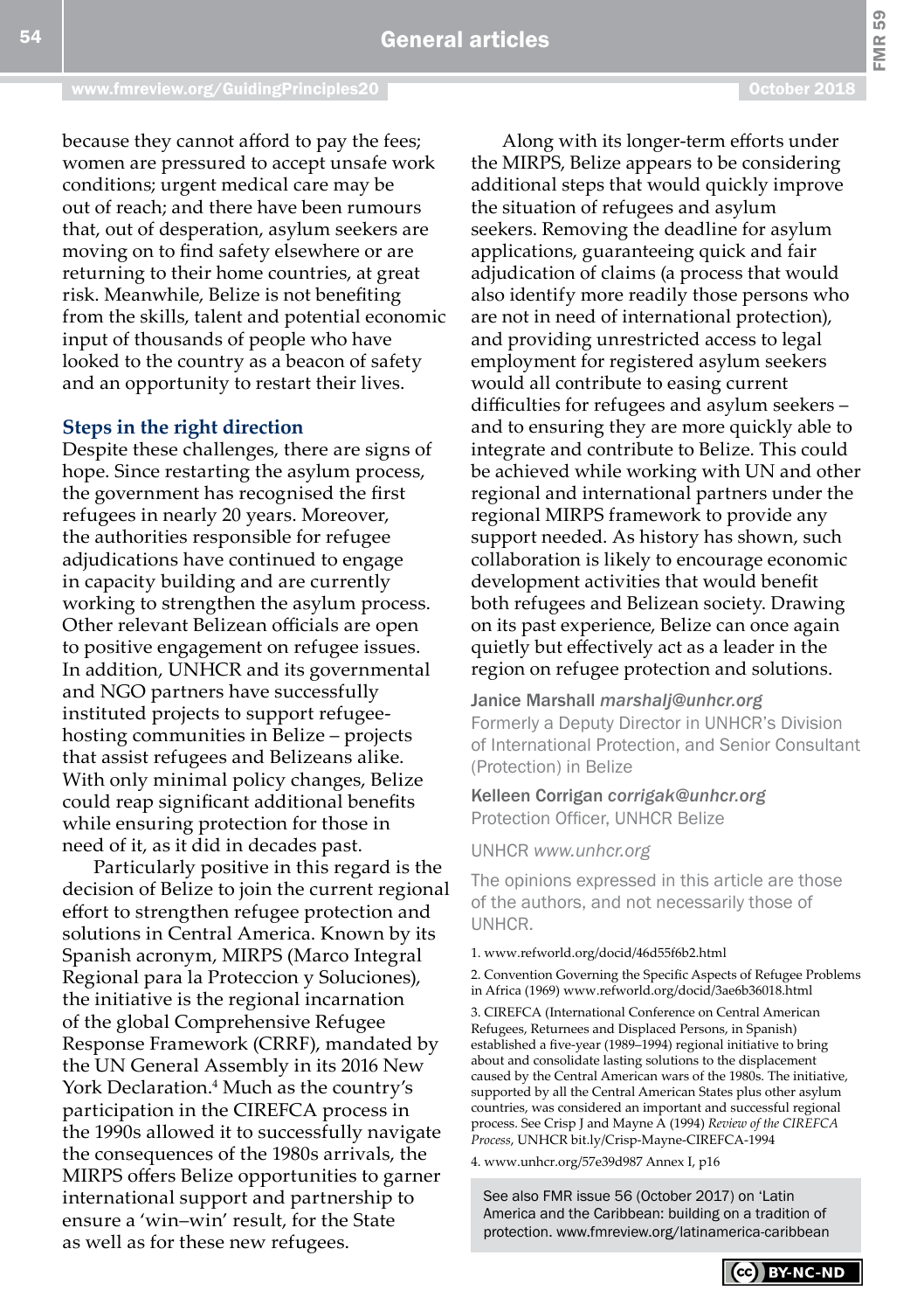because they cannot afford to pay the fees; women are pressured to accept unsafe work conditions; urgent medical care may be out of reach; and there have been rumours that, out of desperation, asylum seekers are moving on to find safety elsewhere or are returning to their home countries, at great risk. Meanwhile, Belize is not benefiting from the skills, talent and potential economic input of thousands of people who have looked to the country as a beacon of safety and an opportunity to restart their lives.

### Steps in the right direction

Despite these challenges, there are signs of hope. Since restarting the asylum process, the government has recognised the first refugees in nearly 20 years. Moreover, the authorities responsible for refugee adjudications have continued to engage in capacity building and are currently working to strengthen the asylum process. Other relevant Belizean officials are open to positive engagement on refugee issues. In addition, UNHCR and its governmental and NGO partners have successfully instituted projects to support refugee-hosting communities in Belize – projects that assist refugees and Belizeans alike. With only minimal policy changes, Belize could reap significant additional benefits while ensuring protection for those in need of it, as it did in decades past.

Particularly positive in this regard is the decision of Belize to join the current regional effort to strengthen refugee protection and solutions in Central America. Known by its Spanish acronym, MIRPS (Marco Integral Regional para la Proteccion y Soluciones), the initiative is the regional incarnation of the global Comprehensive Refugee Response Framework (CRRF), mandated by the UN General Assembly in its 2016 New York Declaration.[4] Much as the country's participation in the CIREFCA process in the 1990s allowed it to successfully navigate the consequences of the 1980s arrivals, the MIRPS offers Belize opportunities to garner international support and partnership to ensure a 'win–win' result, for the State as well as for these new refugees.

Along with its longer-term efforts under the MIRPS, Belize appears to be considering additional steps that would quickly improve the situation of refugees and asylum seekers. Removing the deadline for asylum applications, guaranteeing quick and fair adjudication of claims (a process that would also identify more readily those persons who are not in need of international protection), and providing unrestricted access to legal employment for registered asylum seekers would all contribute to easing current difficulties for refugees and asylum seekers – and to ensuring they are more quickly able to integrate and contribute to Belize. This could be achieved while working with UN and other regional and international partners under the regional MIRPS framework to provide any support needed. As history has shown, such collaboration is likely to encourage economic development activities that would benefit both refugees and Belizean society. Drawing on its past experience, Belize can once again quietly but effectively act as a leader in the region on refugee protection and solutions.

Janice Marshall *marshalj@unhcr.org*
Formerly a Deputy Director in UNHCR's Division of International Protection, and Senior Consultant (Protection) in Belize

Kelleen Corrigan *corrigak@unhcr.org*
Protection Officer, UNHCR Belize

UNHCR *www.unhcr.org*

The opinions expressed in this article are those of the authors, and not necessarily those of UNHCR.

1. www.refworld.org/docid/46d55f6b2.html

2. Convention Governing the Specific Aspects of Refugee Problems in Africa (1969) www.refworld.org/docid/3ae6b36018.html

3. CIREFCA (International Conference on Central American Refugees, Returnees and Displaced Persons, in Spanish) established a five-year (1989–1994) regional initiative to bring about and consolidate lasting solutions to the displacement caused by the Central American wars of the 1980s. The initiative, supported by all the Central American States plus other asylum countries, was considered an important and successful regional process. See Crisp J and Mayne A (1994) *Review of the CIREFCA Process*, UNHCR bit.ly/Crisp-Mayne-CIREFCA-1994

4. www.unhcr.org/57e39d987 Annex I, p16

See also FMR issue 56 (October 2017) on 'Latin America and the Caribbean: building on a tradition of protection. www.fmreview.org/latinamerica-caribbean